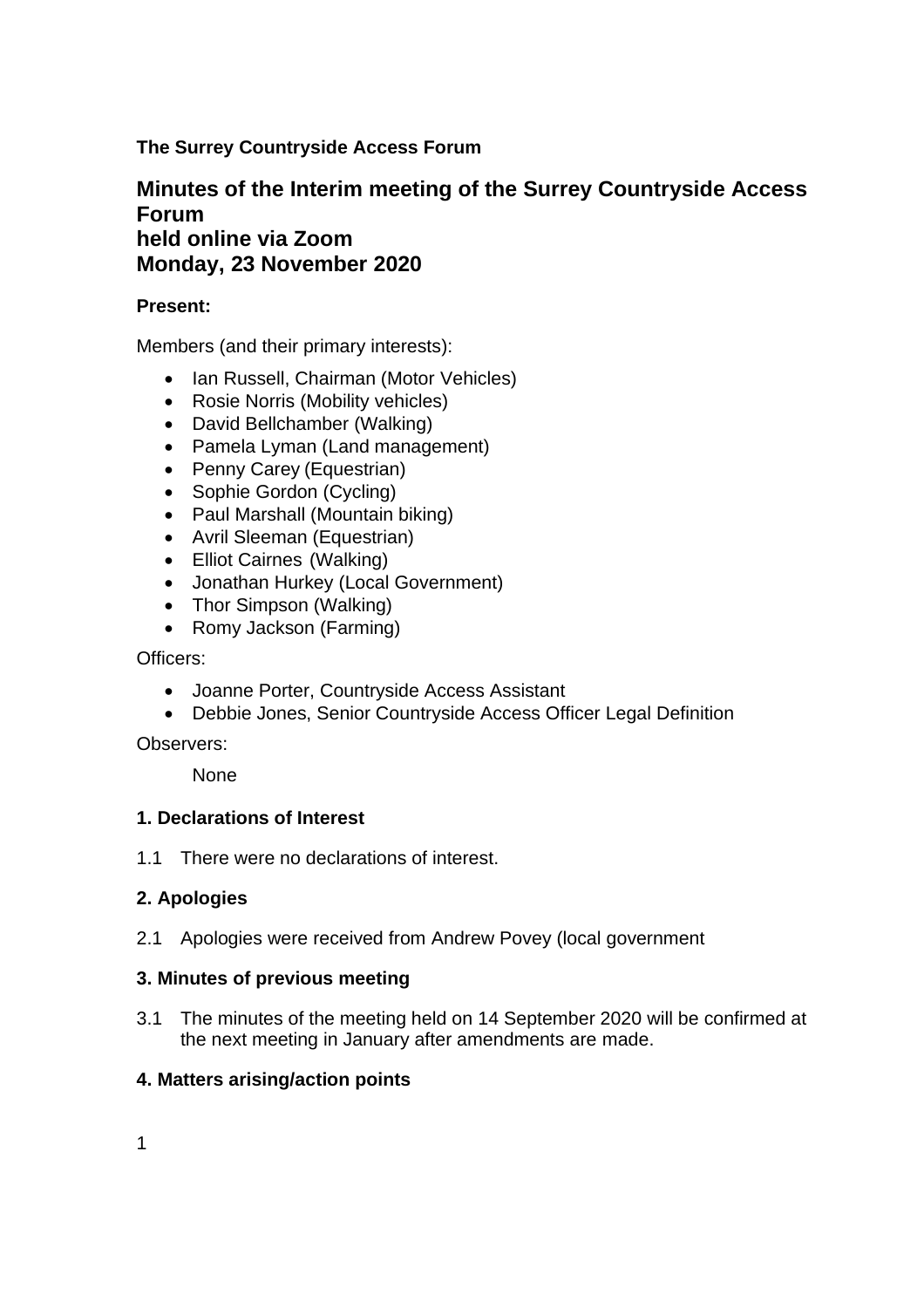**The Surrey Countryside Access Forum**

# Minutes of the Interim meeting of the Surrey Countryside Access Forum held online via Zoom Monday, 23 November 2020

**Present:**

Members (and their primary interests):

- Ian Russell, Chairman (Motor Vehicles)
- Rosie Norris (Mobility vehicles)
- David Bellchamber (Walking)
- Pamela Lyman (Land management)
- Penny Carey (Equestrian)
- Sophie Gordon (Cycling)
- Paul Marshall (Mountain biking)
- Avril Sleeman (Equestrian)
- Elliot Cairnes (Walking)
- Jonathan Hurkey (Local Government)
- Thor Simpson (Walking)
- Romy Jackson (Farming)

Officers:

- Joanne Porter, Countryside Access Assistant
- Debbie Jones, Senior Countryside Access Officer Legal Definition

Observers:

None

### 1. Declarations of Interest

1.1 There were no declarations of interest.

### 2. Apologies

2.1 Apologies were received from Andrew Povey (local government

### 3. Minutes of previous meeting

3.1 The minutes of the meeting held on 14 September 2020 will be confirmed at the next meeting in January after amendments are made.

### 4. Matters arising/action points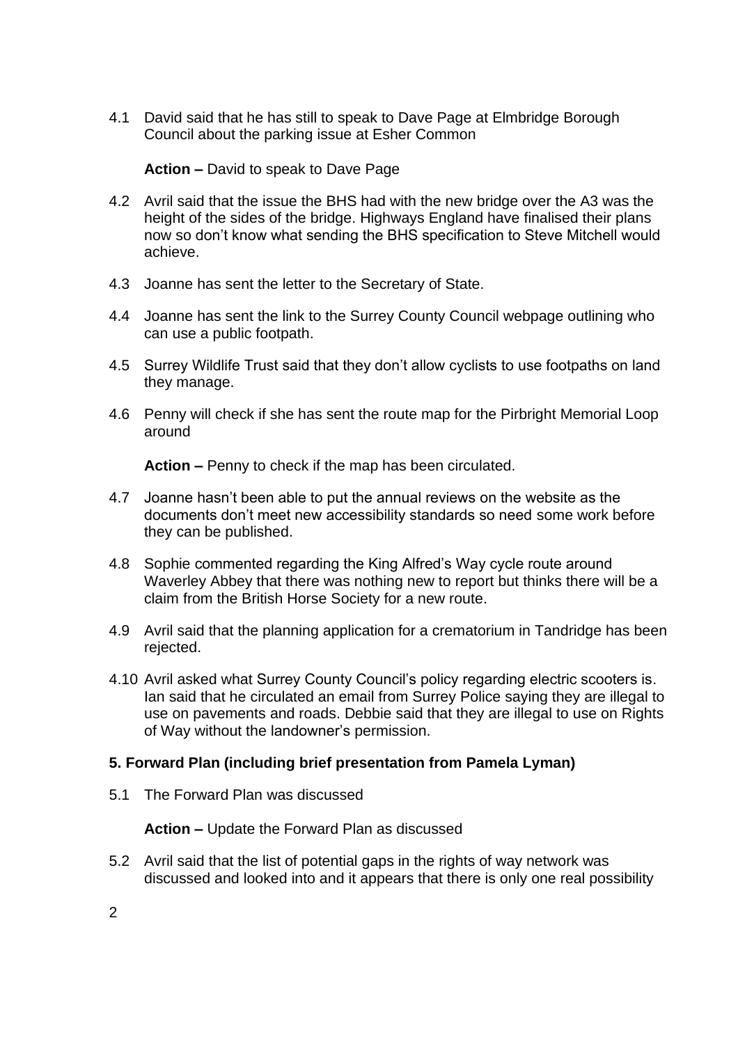4.1 David said that he has still to speak to Dave Page at Elmbridge Borough Council about the parking issue at Esher Common

**Action –** David to speak to Dave Page

4.2 Avril said that the issue the BHS had with the new bridge over the A3 was the height of the sides of the bridge. Highways England have finalised their plans now so don't know what sending the BHS specification to Steve Mitchell would achieve.

4.3 Joanne has sent the letter to the Secretary of State.

4.4 Joanne has sent the link to the Surrey County Council webpage outlining who can use a public footpath.

4.5 Surrey Wildlife Trust said that they don't allow cyclists to use footpaths on land they manage.

4.6 Penny will check if she has sent the route map for the Pirbright Memorial Loop around

**Action –** Penny to check if the map has been circulated.

4.7 Joanne hasn't been able to put the annual reviews on the website as the documents don't meet new accessibility standards so need some work before they can be published.

4.8 Sophie commented regarding the King Alfred's Way cycle route around Waverley Abbey that there was nothing new to report but thinks there will be a claim from the British Horse Society for a new route.

4.9 Avril said that the planning application for a crematorium in Tandridge has been rejected.

4.10 Avril asked what Surrey County Council's policy regarding electric scooters is. Ian said that he circulated an email from Surrey Police saying they are illegal to use on pavements and roads. Debbie said that they are illegal to use on Rights of Way without the landowner's permission.

### 5. Forward Plan (including brief presentation from Pamela Lyman)

5.1 The Forward Plan was discussed

**Action –** Update the Forward Plan as discussed

5.2 Avril said that the list of potential gaps in the rights of way network was discussed and looked into and it appears that there is only one real possibility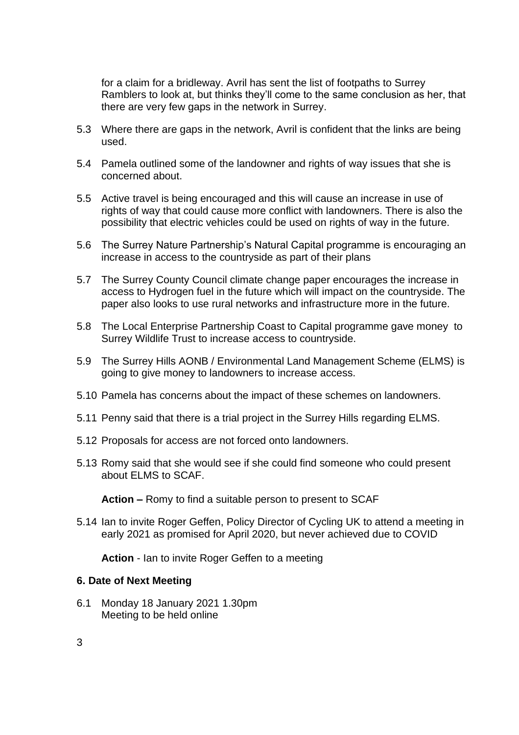for a claim for a bridleway. Avril has sent the list of footpaths to Surrey Ramblers to look at, but thinks they'll come to the same conclusion as her, that there are very few gaps in the network in Surrey.

5.3 Where there are gaps in the network, Avril is confident that the links are being used.

5.4 Pamela outlined some of the landowner and rights of way issues that she is concerned about.

5.5 Active travel is being encouraged and this will cause an increase in use of rights of way that could cause more conflict with landowners. There is also the possibility that electric vehicles could be used on rights of way in the future.

5.6 The Surrey Nature Partnership's Natural Capital programme is encouraging an increase in access to the countryside as part of their plans

5.7 The Surrey County Council climate change paper encourages the increase in access to Hydrogen fuel in the future which will impact on the countryside. The paper also looks to use rural networks and infrastructure more in the future.

5.8 The Local Enterprise Partnership Coast to Capital programme gave money to Surrey Wildlife Trust to increase access to countryside.

5.9 The Surrey Hills AONB / Environmental Land Management Scheme (ELMS) is going to give money to landowners to increase access.

5.10 Pamela has concerns about the impact of these schemes on landowners.

5.11 Penny said that there is a trial project in the Surrey Hills regarding ELMS.

5.12 Proposals for access are not forced onto landowners.

5.13 Romy said that she would see if she could find someone who could present about ELMS to SCAF.

**Action –** Romy to find a suitable person to present to SCAF

5.14 Ian to invite Roger Geffen, Policy Director of Cycling UK to attend a meeting in early 2021 as promised for April 2020, but never achieved due to COVID

**Action** - Ian to invite Roger Geffen to a meeting

### 6. Date of Next Meeting

6.1 Monday 18 January 2021 1.30pm
Meeting to be held online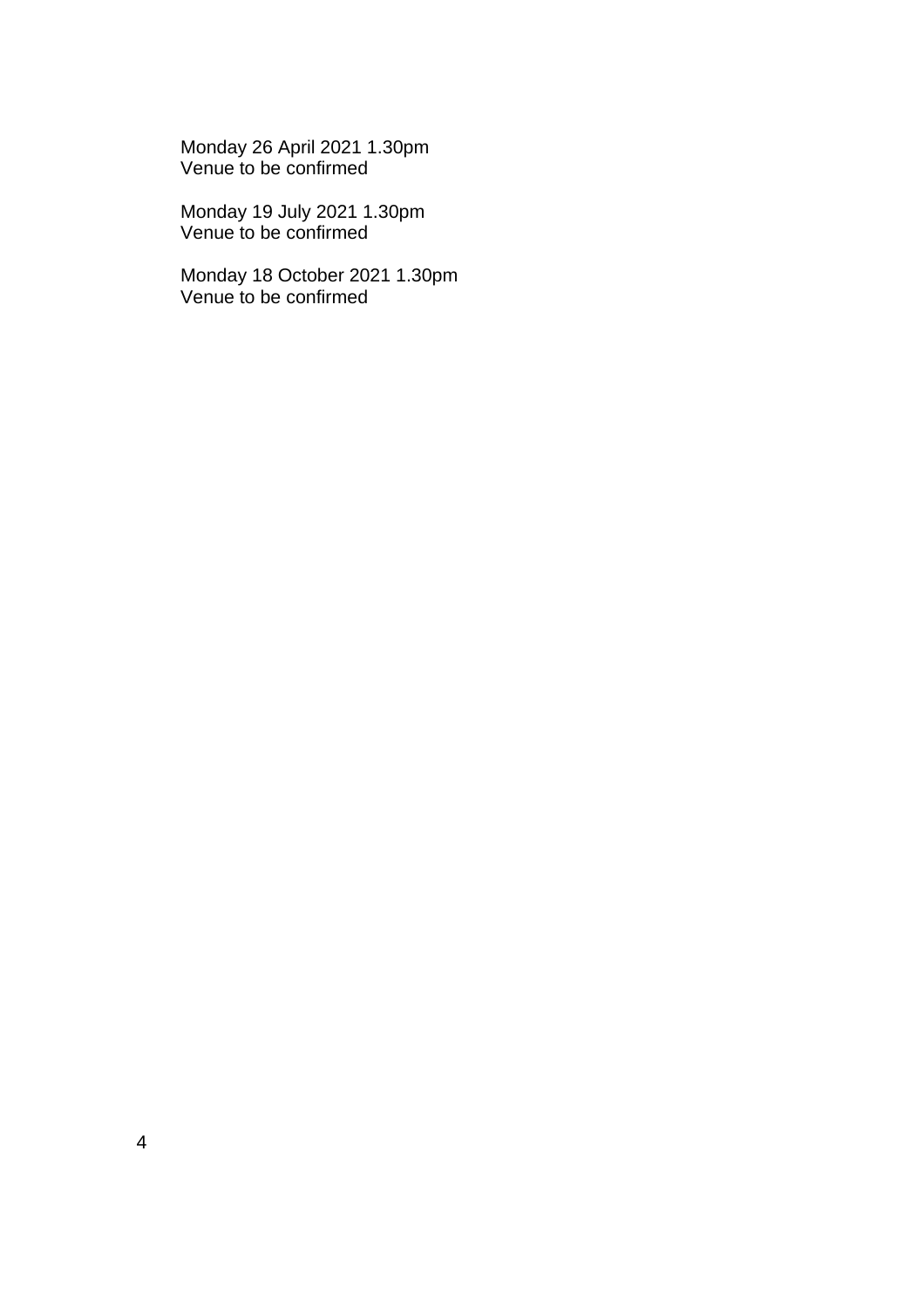Monday 26 April 2021 1.30pm
Venue to be confirmed

Monday 19 July 2021 1.30pm
Venue to be confirmed

Monday 18 October 2021 1.30pm
Venue to be confirmed